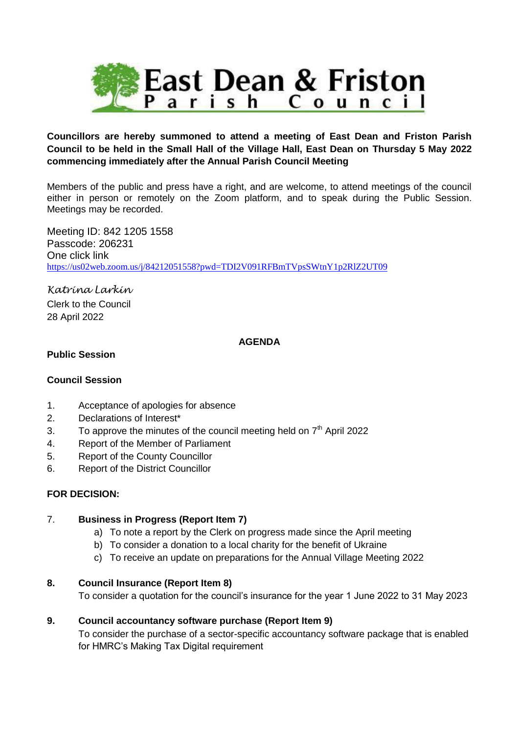# East Dean & Friston Parish Council

**Councillors are hereby summoned to attend a meeting of East Dean and Friston Parish Council to be held in the Small Hall of the Village Hall, East Dean on Thursday 5 May 2022 commencing immediately after the Annual Parish Council Meeting**

Members of the public and press have a right, and are welcome, to attend meetings of the council either in person or remotely on the Zoom platform, and to speak during the Public Session. Meetings may be recorded.

Meeting ID: 842 1205 1558
Passcode: 206231
One click link
https://us02web.zoom.us/j/84212051558?pwd=TDI2V091RFBmTVpsSWtnY1p2RlZ2UT09

*Katrina Larkin*
Clerk to the Council
28 April 2022

## AGENDA

**Public Session**

**Council Session**

1. Acceptance of apologies for absence
2. Declarations of Interest*
3. To approve the minutes of the council meeting held on 7th April 2022
4. Report of the Member of Parliament
5. Report of the County Councillor
6. Report of the District Councillor

**FOR DECISION:**

7. **Business in Progress (Report Item 7)**
   a) To note a report by the Clerk on progress made since the April meeting
   b) To consider a donation to a local charity for the benefit of Ukraine
   c) To receive an update on preparations for the Annual Village Meeting 2022

8. **Council Insurance (Report Item 8)**
   To consider a quotation for the council's insurance for the year 1 June 2022 to 31 May 2023

9. **Council accountancy software purchase (Report Item 9)**
   To consider the purchase of a sector-specific accountancy software package that is enabled for HMRC's Making Tax Digital requirement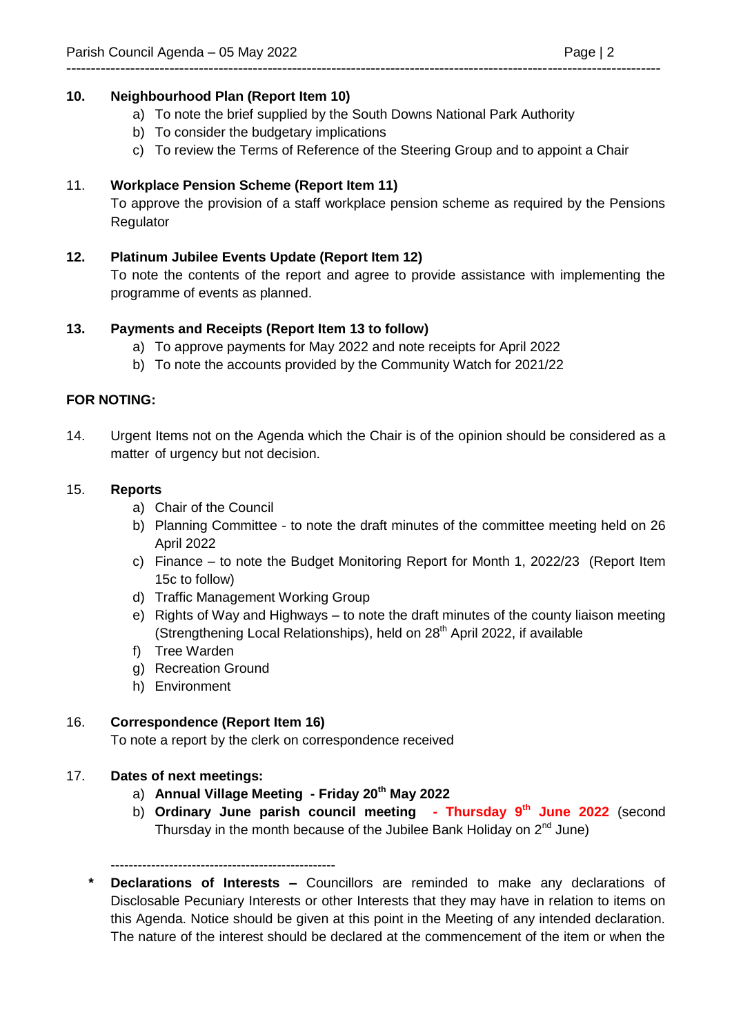**10. Neighbourhood Plan (Report Item 10)**

a) To note the brief supplied by the South Downs National Park Authority
b) To consider the budgetary implications
c) To review the Terms of Reference of the Steering Group and to appoint a Chair

11. **Workplace Pension Scheme (Report Item 11)**

To approve the provision of a staff workplace pension scheme as required by the Pensions Regulator

**12. Platinum Jubilee Events Update (Report Item 12)**

To note the contents of the report and agree to provide assistance with implementing the programme of events as planned.

**13. Payments and Receipts (Report Item 13 to follow)**

a) To approve payments for May 2022 and note receipts for April 2022
b) To note the accounts provided by the Community Watch for 2021/22

**FOR NOTING:**

14. Urgent Items not on the Agenda which the Chair is of the opinion should be considered as a matter of urgency but not decision.

15. **Reports**

a) Chair of the Council
b) Planning Committee - to note the draft minutes of the committee meeting held on 26 April 2022
c) Finance – to note the Budget Monitoring Report for Month 1, 2022/23 (Report Item 15c to follow)
d) Traffic Management Working Group
e) Rights of Way and Highways – to note the draft minutes of the county liaison meeting (Strengthening Local Relationships), held on 28th April 2022, if available
f) Tree Warden
g) Recreation Ground
h) Environment

16. **Correspondence (Report Item 16)**

To note a report by the clerk on correspondence received

17. **Dates of next meetings:**

a) **Annual Village Meeting - Friday 20th May 2022**
b) **Ordinary June parish council meeting - Thursday 9th June 2022** (second Thursday in the month because of the Jubilee Bank Holiday on 2nd June)

---

**\*** **Declarations of Interests –** Councillors are reminded to make any declarations of Disclosable Pecuniary Interests or other Interests that they may have in relation to items on this Agenda. Notice should be given at this point in the Meeting of any intended declaration. The nature of the interest should be declared at the commencement of the item or when the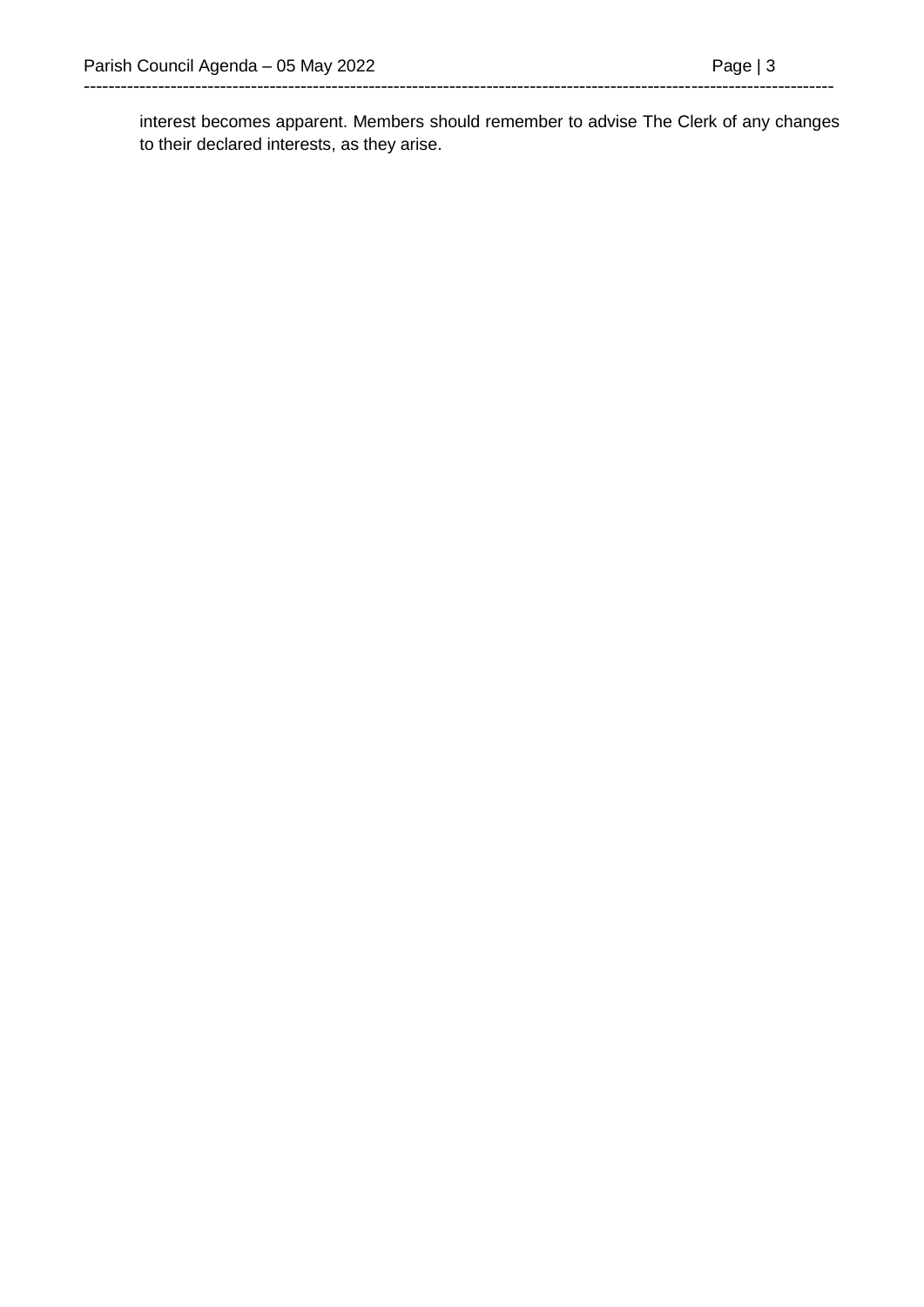interest becomes apparent. Members should remember to advise The Clerk of any changes to their declared interests, as they arise.